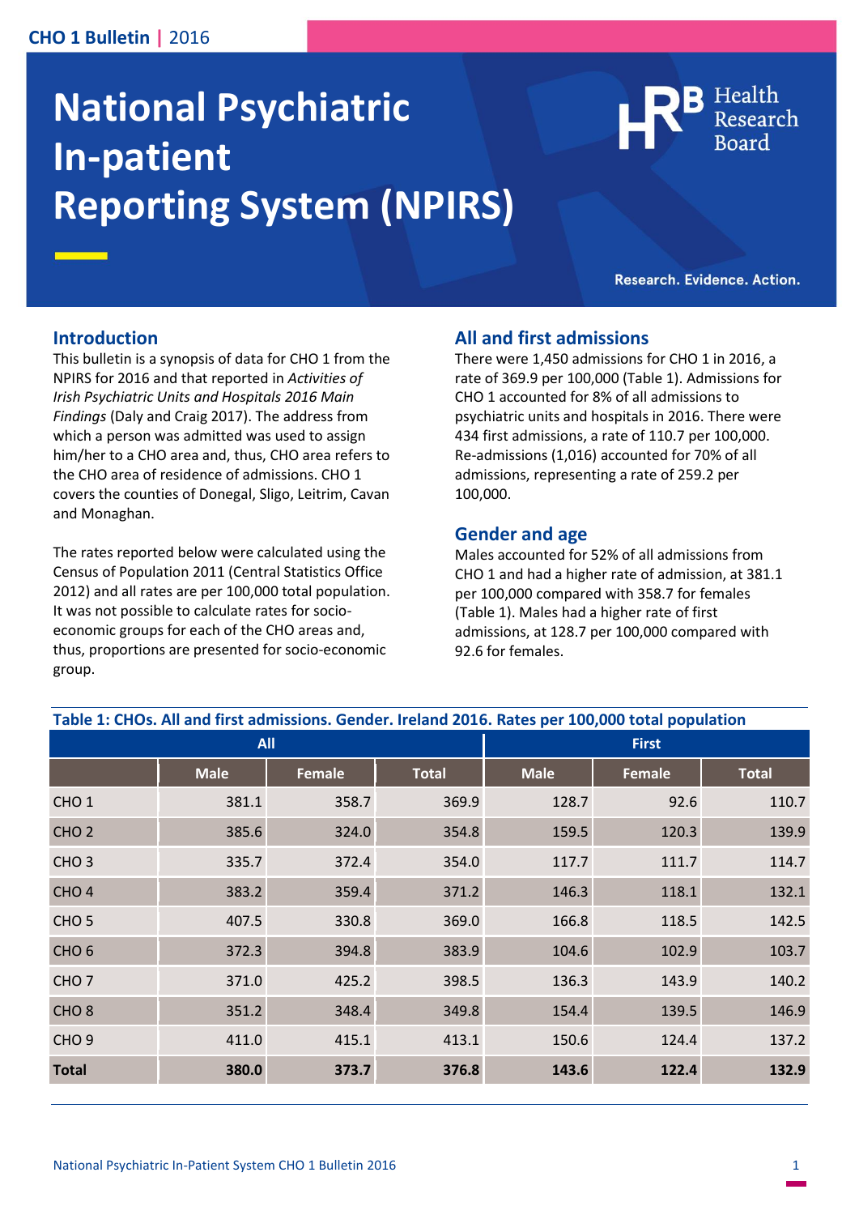# National Psychiatric In-patient Reporting System (NPIRS)

## Introduction

This bulletin is a synopsis of data for CHO 1 from the NPIRS for 2016 and that reported in *Activities of Irish Psychiatric Units and Hospitals 2016 Main Findings* (Daly and Craig 2017). The address from which a person was admitted was used to assign him/her to a CHO area and, thus, CHO area refers to the CHO area of residence of admissions. CHO 1 covers the counties of Donegal, Sligo, Leitrim, Cavan and Monaghan.

The rates reported below were calculated using the Census of Population 2011 (Central Statistics Office 2012) and all rates are per 100,000 total population. It was not possible to calculate rates for socio-economic groups for each of the CHO areas and, thus, proportions are presented for socio-economic group.

## All and first admissions

There were 1,450 admissions for CHO 1 in 2016, a rate of 369.9 per 100,000 (Table 1). Admissions for CHO 1 accounted for 8% of all admissions to psychiatric units and hospitals in 2016. There were 434 first admissions, a rate of 110.7 per 100,000. Re-admissions (1,016) accounted for 70% of all admissions, representing a rate of 259.2 per 100,000.

## Gender and age

Males accounted for 52% of all admissions from CHO 1 and had a higher rate of admission, at 381.1 per 100,000 compared with 358.7 for females (Table 1). Males had a higher rate of first admissions, at 128.7 per 100,000 compared with 92.6 for females.

**Table 1: CHOs. All and first admissions. Gender. Ireland 2016. Rates per 100,000 total population**

| | All | | | First | | |
|---|---|---|---|---|---|---|
| | Male | Female | Total | Male | Female | Total |
| CHO 1 | 381.1 | 358.7 | 369.9 | 128.7 | 92.6 | 110.7 |
| CHO 2 | 385.6 | 324.0 | 354.8 | 159.5 | 120.3 | 139.9 |
| CHO 3 | 335.7 | 372.4 | 354.0 | 117.7 | 111.7 | 114.7 |
| CHO 4 | 383.2 | 359.4 | 371.2 | 146.3 | 118.1 | 132.1 |
| CHO 5 | 407.5 | 330.8 | 369.0 | 166.8 | 118.5 | 142.5 |
| CHO 6 | 372.3 | 394.8 | 383.9 | 104.6 | 102.9 | 103.7 |
| CHO 7 | 371.0 | 425.2 | 398.5 | 136.3 | 143.9 | 140.2 |
| CHO 8 | 351.2 | 348.4 | 349.8 | 154.4 | 139.5 | 146.9 |
| CHO 9 | 411.0 | 415.1 | 413.1 | 150.6 | 124.4 | 137.2 |
| **Total** | **380.0** | **373.7** | **376.8** | **143.6** | **122.4** | **132.9** |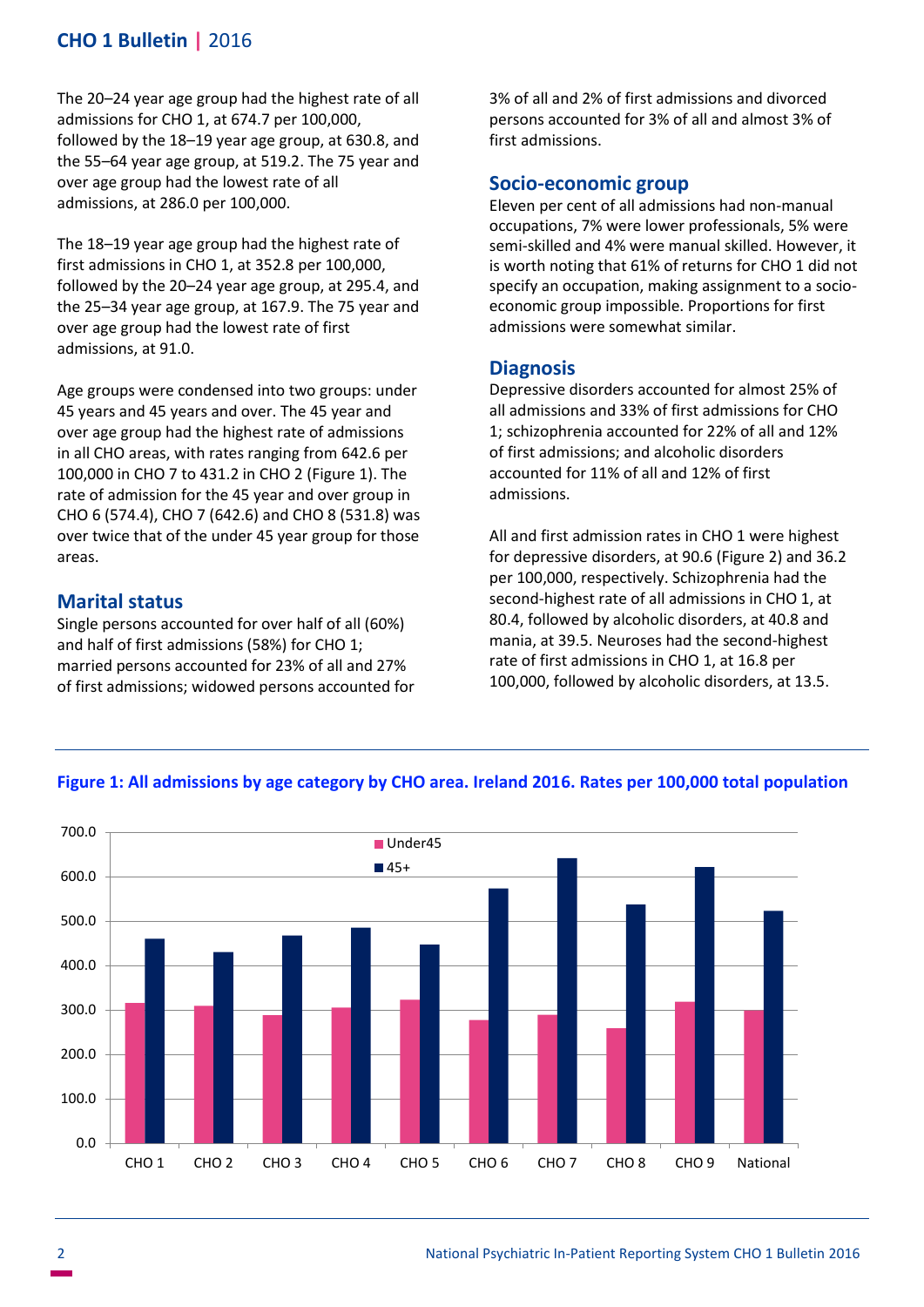The 20–24 year age group had the highest rate of all admissions for CHO 1, at 674.7 per 100,000, followed by the 18–19 year age group, at 630.8, and the 55–64 year age group, at 519.2. The 75 year and over age group had the lowest rate of all admissions, at 286.0 per 100,000.

The 18–19 year age group had the highest rate of first admissions in CHO 1, at 352.8 per 100,000, followed by the 20–24 year age group, at 295.4, and the 25–34 year age group, at 167.9. The 75 year and over age group had the lowest rate of first admissions, at 91.0.

Age groups were condensed into two groups: under 45 years and 45 years and over. The 45 year and over age group had the highest rate of admissions in all CHO areas, with rates ranging from 642.6 per 100,000 in CHO 7 to 431.2 in CHO 2 (Figure 1). The rate of admission for the 45 year and over group in CHO 6 (574.4), CHO 7 (642.6) and CHO 8 (531.8) was over twice that of the under 45 year group for those areas.

## Marital status

Single persons accounted for over half of all (60%) and half of first admissions (58%) for CHO 1; married persons accounted for 23% of all and 27% of first admissions; widowed persons accounted for 3% of all and 2% of first admissions and divorced persons accounted for 3% of all and almost 3% of first admissions.

## Socio-economic group

Eleven per cent of all admissions had non-manual occupations, 7% were lower professionals, 5% were semi-skilled and 4% were manual skilled. However, it is worth noting that 61% of returns for CHO 1 did not specify an occupation, making assignment to a socio-economic group impossible. Proportions for first admissions were somewhat similar.

## Diagnosis

Depressive disorders accounted for almost 25% of all admissions and 33% of first admissions for CHO 1; schizophrenia accounted for 22% of all and 12% of first admissions; and alcoholic disorders accounted for 11% of all and 12% of first admissions.

All and first admission rates in CHO 1 were highest for depressive disorders, at 90.6 (Figure 2) and 36.2 per 100,000, respectively. Schizophrenia had the second-highest rate of all admissions in CHO 1, at 80.4, followed by alcoholic disorders, at 40.8 and mania, at 39.5. Neuroses had the second-highest rate of first admissions in CHO 1, at 16.8 per 100,000, followed by alcoholic disorders, at 13.5.

**Figure 1: All admissions by age category by CHO area. Ireland 2016. Rates per 100,000 total population**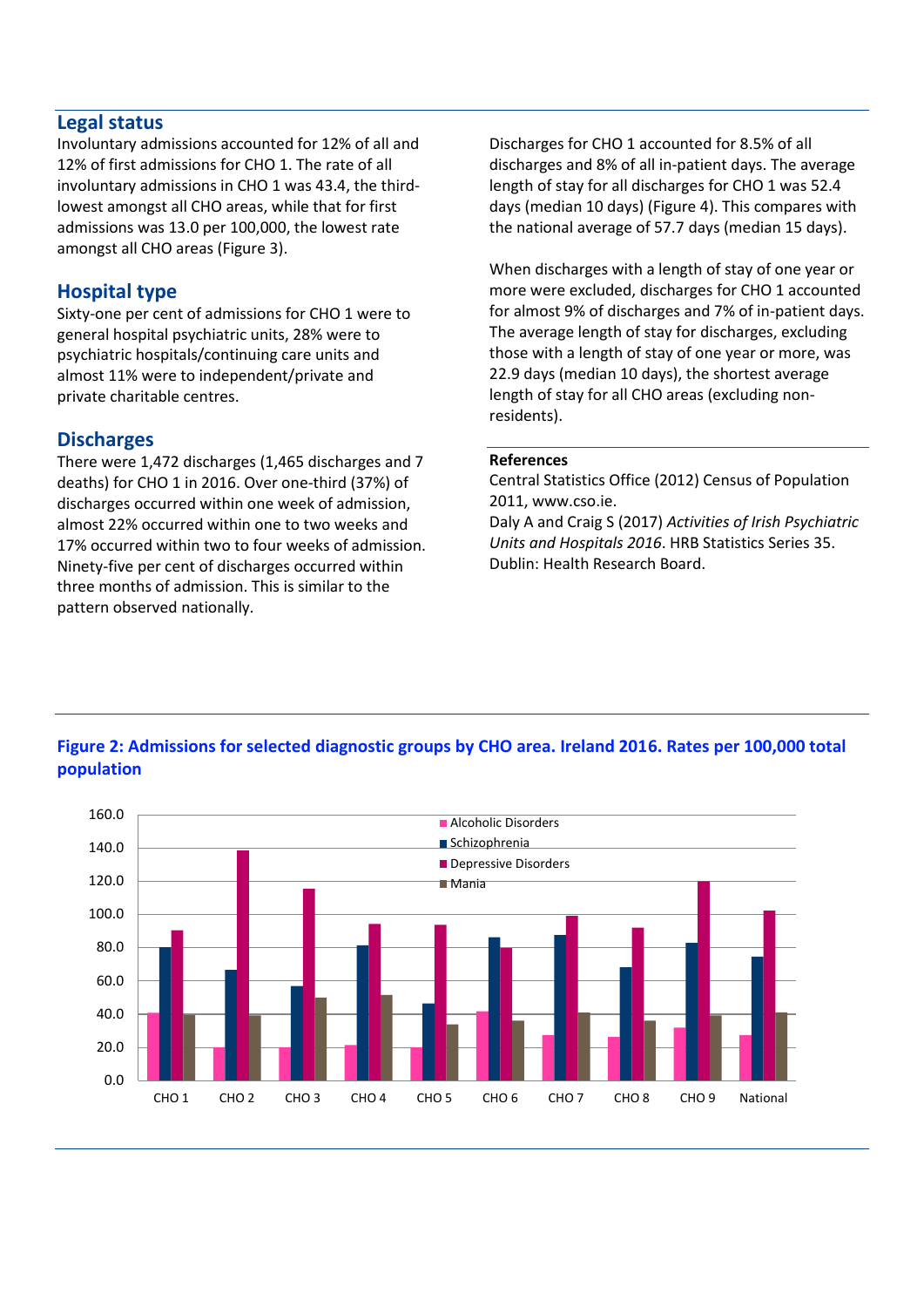## Legal status

Involuntary admissions accounted for 12% of all and 12% of first admissions for CHO 1. The rate of all involuntary admissions in CHO 1 was 43.4, the third-lowest amongst all CHO areas, while that for first admissions was 13.0 per 100,000, the lowest rate amongst all CHO areas (Figure 3).

## Hospital type

Sixty-one per cent of admissions for CHO 1 were to general hospital psychiatric units, 28% were to psychiatric hospitals/continuing care units and almost 11% were to independent/private and private charitable centres.

## Discharges

There were 1,472 discharges (1,465 discharges and 7 deaths) for CHO 1 in 2016. Over one-third (37%) of discharges occurred within one week of admission, almost 22% occurred within one to two weeks and 17% occurred within two to four weeks of admission. Ninety-five per cent of discharges occurred within three months of admission. This is similar to the pattern observed nationally.

Discharges for CHO 1 accounted for 8.5% of all discharges and 8% of all in-patient days. The average length of stay for all discharges for CHO 1 was 52.4 days (median 10 days) (Figure 4). This compares with the national average of 57.7 days (median 15 days).

When discharges with a length of stay of one year or more were excluded, discharges for CHO 1 accounted for almost 9% of discharges and 7% of in-patient days. The average length of stay for discharges, excluding those with a length of stay of one year or more, was 22.9 days (median 10 days), the shortest average length of stay for all CHO areas (excluding non-residents).

**References**

Central Statistics Office (2012) Census of Population 2011, www.cso.ie.

Daly A and Craig S (2017) *Activities of Irish Psychiatric Units and Hospitals 2016*. HRB Statistics Series 35. Dublin: Health Research Board.

**Figure 2: Admissions for selected diagnostic groups by CHO area. Ireland 2016. Rates per 100,000 total population**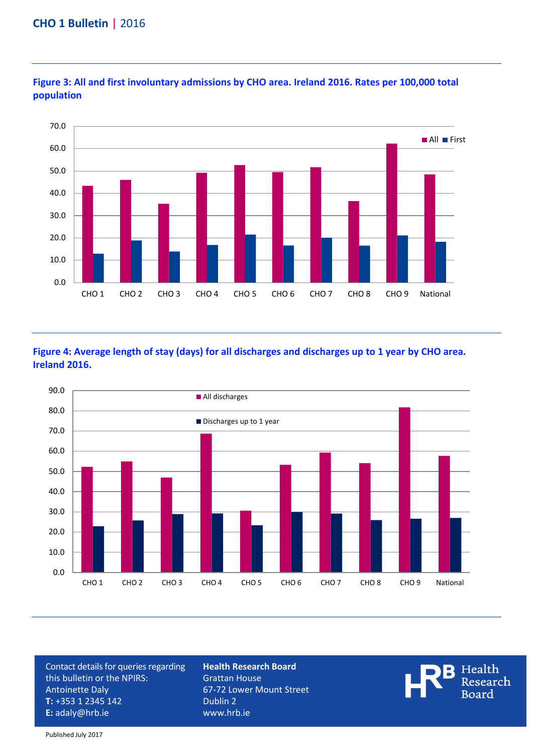**Figure 3: All and first involuntary admissions by CHO area. Ireland 2016. Rates per 100,000 total population**

70.0
60.0
50.0
40.0
30.0
20.0
10.0
0.0

All First

CHO 1 CHO 2 CHO 3 CHO 4 CHO 5 CHO 6 CHO 7 CHO 8 CHO 9 National

**Figure 4: Average length of stay (days) for all discharges and discharges up to 1 year by CHO area. Ireland 2016.**

90.0
80.0
70.0
60.0
50.0
40.0
30.0
20.0
10.0
0.0

All discharges

Discharges up to 1 year

CHO 1 CHO 2 CHO 3 CHO 4 CHO 5 CHO 6 CHO 7 CHO 8 CHO 9 National

Contact details for queries regarding this bulletin or the NPIRS:
Antoinette Daly
**T:** +353 1 2345 142
**E:** adaly@hrb.ie

**Health Research Board**
Grattan House
67-72 Lower Mount Street
Dublin 2
www.hrb.ie

HRB Health Research Board

Published July 2017